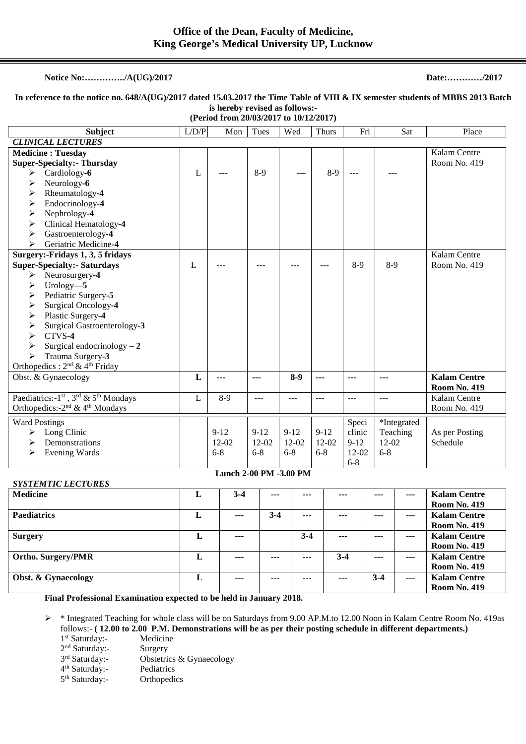# Office of the Dean, Faculty of Medicine,
# King George's Medical University UP, Lucknow

**Notice No:…………../A(UG)/2017** **Date:…………/2017**

**In reference to the notice no. 648/A(UG)/2017 dated 15.03.2017 the Time Table of VIII & IX semester students of MBBS 2013 Batch is hereby revised as follows:-**
**(Period from 20/03/2017 to 10/12/2017)**

| Subject | L/D/P | Mon | Tues | Wed | Thurs | Fri | Sat | Place |
|---|---|---|---|---|---|---|---|---|
| ***CLINICAL LECTURES*** | | | | | | | | |
| **Medicine : Tuesday**<br>**Super-Specialty:- Thursday**<br>➢ Cardiology-**6**<br>➢ Neurology-**6**<br>➢ Rheumatology-**4**<br>➢ Endocrinology-**4**<br>➢ Nephrology-**4**<br>➢ Clinical Hematology-**4**<br>➢ Gastroenterology-**4**<br>➢ Geriatric Medicine-**4** | L | --- | 8-9 | --- | 8-9 | --- | --- | Kalam Centre Room No. 419 |
| **Surgery:-Fridays 1, 3, 5 fridays**<br>**Super-Specialty:- Saturdays**<br>➢ Neurosurgery-**4**<br>➢ Urology—**5**<br>➢ Pediatric Surgery-**5**<br>➢ Surgical Oncology-**4**<br>➢ Plastic Surgery-**4**<br>➢ Surgical Gastroenterology-**3**<br>➢ CTVS-**4**<br>➢ Surgical endocrinology **– 2**<br>➢ Trauma Surgery-**3**<br>Orthopedics : 2nd & 4th Friday | L | --- | --- | --- | --- | 8-9 | 8-9 | Kalam Centre Room No. 419 |
| Obst. & Gynaecology | **L** | **---** | **---** | **8-9** | **---** | **---** | **---** | **Kalam Centre Room No. 419** |
| Paediatrics:-1st , 3rd & 5th Mondays<br>Orthopedics:-2nd & 4th Mondays | L | 8-9 | --- | --- | --- | --- | --- | Kalam Centre Room No. 419 |
| Ward Postings<br>➢ Long Clinic<br>➢ Demonstrations<br>➢ Evening Wards | | 9-12<br>12-02<br>6-8 | 9-12<br>12-02<br>6-8 | 9-12<br>12-02<br>6-8 | 9-12<br>12-02<br>6-8 | Speci clinic<br>9-12<br>12-02<br>6-8 | *Integrated Teaching<br>12-02<br>6-8 | As per Posting Schedule |

**Lunch 2-00 PM -3.00 PM**

| ***SYSTEMTIC LECTURES*** | | | | | | | | |
|---|---|---|---|---|---|---|---|---|
| **Medicine** | **L** | **3-4** | **---** | **---** | **---** | **---** | **---** | **Kalam Centre Room No. 419** |
| **Paediatrics** | **L** | **---** | **3-4** | **---** | **---** | **---** | **---** | **Kalam Centre Room No. 419** |
| **Surgery** | **L** | **---** | | **3-4** | **---** | **---** | **---** | **Kalam Centre Room No. 419** |
| **Ortho. Surgery/PMR** | **L** | **---** | **---** | **---** | **3-4** | **---** | **---** | **Kalam Centre Room No. 419** |
| **Obst. & Gynaecology** | **L** | **---** | **---** | **---** | **---** | **3-4** | **---** | **Kalam Centre Room No. 419** |

**Final Professional Examination expected to be held in January 2018.**

- \* Integrated Teaching for whole class will be on Saturdays from 9.00 AP.M.to 12.00 Noon in Kalam Centre Room No. 419as follows:- **( 12.00 to 2.00 P.M. Demonstrations will be as per their posting schedule in different departments.)**

  1st Saturday:- Medicine
  2nd Saturday:- Surgery
  3rd Saturday:- Obstetrics & Gynaecology
  4th Saturday:- Pediatrics
  5th Saturday:- Orthopedics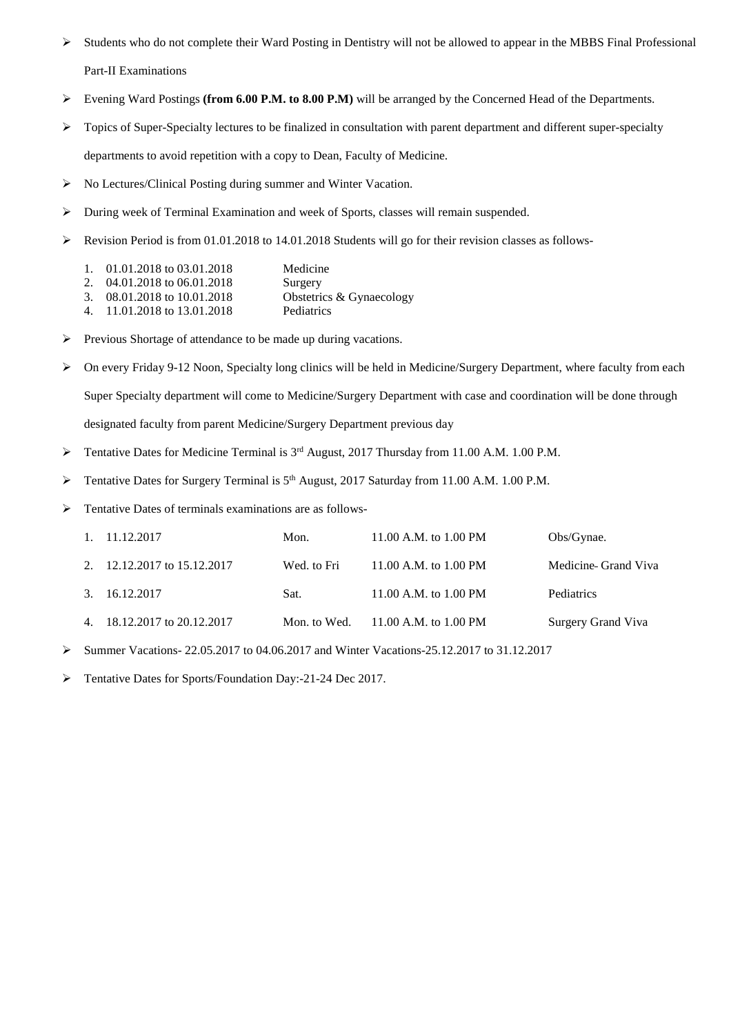- Students who do not complete their Ward Posting in Dentistry will not be allowed to appear in the MBBS Final Professional Part-II Examinations
- Evening Ward Postings **(from 6.00 P.M. to 8.00 P.M)** will be arranged by the Concerned Head of the Departments.
- Topics of Super-Specialty lectures to be finalized in consultation with parent department and different super-specialty departments to avoid repetition with a copy to Dean, Faculty of Medicine.
- No Lectures/Clinical Posting during summer and Winter Vacation.
- During week of Terminal Examination and week of Sports, classes will remain suspended.
- Revision Period is from 01.01.2018 to 14.01.2018 Students will go for their revision classes as follows-

| | | |
|---|---|---|
| 1. | 01.01.2018 to 03.01.2018 | Medicine |
| 2. | 04.01.2018 to 06.01.2018 | Surgery |
| 3. | 08.01.2018 to 10.01.2018 | Obstetrics & Gynaecology |
| 4. | 11.01.2018 to 13.01.2018 | Pediatrics |

- Previous Shortage of attendance to be made up during vacations.
- On every Friday 9-12 Noon, Specialty long clinics will be held in Medicine/Surgery Department, where faculty from each Super Specialty department will come to Medicine/Surgery Department with case and coordination will be done through designated faculty from parent Medicine/Surgery Department previous day
- Tentative Dates for Medicine Terminal is 3rd August, 2017 Thursday from 11.00 A.M. 1.00 P.M.
- Tentative Dates for Surgery Terminal is 5th August, 2017 Saturday from 11.00 A.M. 1.00 P.M.
- Tentative Dates of terminals examinations are as follows-

| | | | | |
|---|---|---|---|---|
| 1. | 11.12.2017 | Mon. | 11.00 A.M. to 1.00 PM | Obs/Gynae. |
| 2. | 12.12.2017 to 15.12.2017 | Wed. to Fri | 11.00 A.M. to 1.00 PM | Medicine- Grand Viva |
| 3. | 16.12.2017 | Sat. | 11.00 A.M. to 1.00 PM | Pediatrics |
| 4. | 18.12.2017 to 20.12.2017 | Mon. to Wed. | 11.00 A.M. to 1.00 PM | Surgery Grand Viva |

- Summer Vacations- 22.05.2017 to 04.06.2017 and Winter Vacations-25.12.2017 to 31.12.2017
- Tentative Dates for Sports/Foundation Day:-21-24 Dec 2017.